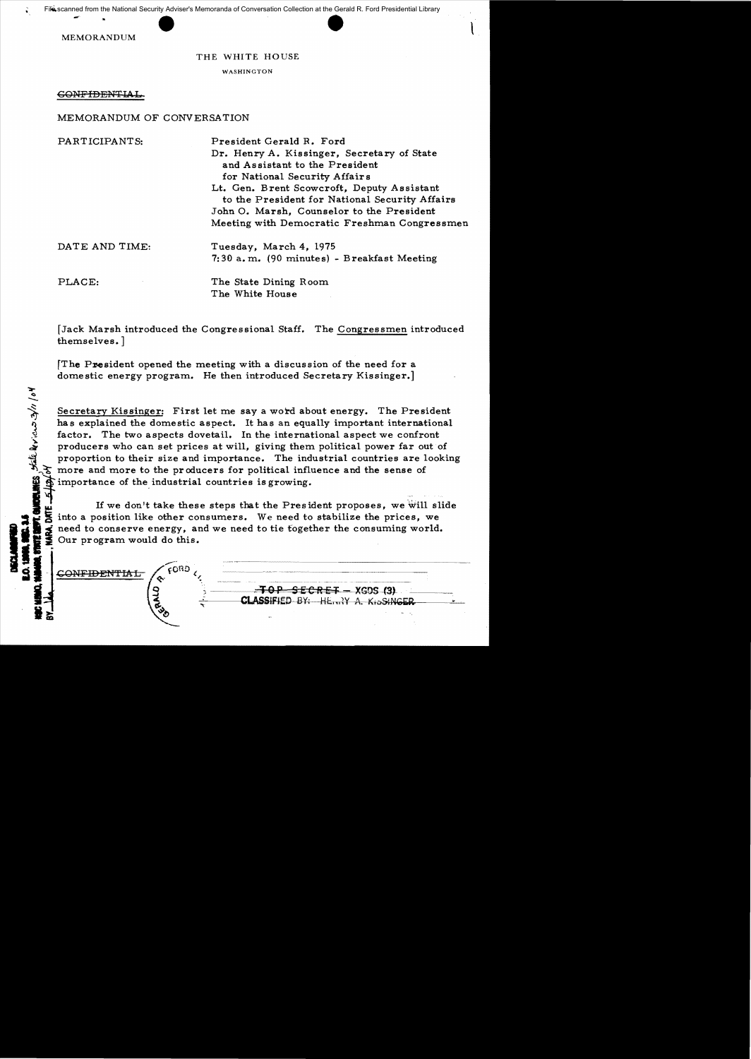File scanned from the National Security Adviser's Memoranda of Conversation Collection at the Gerald R. Ford Presidential Library

MEMORANDUM

THE WHITE HOUSE

WASHINGTON

~~CONFIDENTIAL~~

MEMORANDUM OF CONVERSATION

PARTICIPANTS: President Gerald R. Ford
Dr. Henry A. Kissinger, Secretary of State and Assistant to the President for National Security Affairs
Lt. Gen. Brent Scowcroft, Deputy Assistant to the President for National Security Affairs
John O. Marsh, Counselor to the President
Meeting with Democratic Freshman Congressmen

DATE AND TIME: Tuesday, March 4, 1975
7:30 a.m. (90 minutes) - Breakfast Meeting

PLACE: The State Dining Room
The White House

[Jack Marsh introduced the Congressional Staff. The Congressmen introduced themselves.]

[The President opened the meeting with a discussion of the need for a domestic energy program. He then introduced Secretary Kissinger.]

Secretary Kissinger: First let me say a word about energy. The President has explained the domestic aspect. It has an equally important international factor. The two aspects dovetail. In the international aspect we confront producers who can set prices at will, giving them political power far out of proportion to their size and importance. The industrial countries are looking more and more to the producers for political influence and the sense of importance of the industrial countries is growing.

If we don't take these steps that the President proposes, we will slide into a position like other consumers. We need to stabilize the prices, we need to conserve energy, and we need to tie together the consuming world. Our program would do this.

~~CONFIDENTIAL~~

~~TOP SECRET~~ – XGDS (3)
CLASSIFIED BY: HENRY A. KISSINGER

DECLASSIFIED
E.O. 12958, SEC. 3.5
NSC MEMO, 11/24/98, STATE DEPT. GUIDELINES, State Review 3/11/04
BY [illegible], NARA, DATE 5/13/04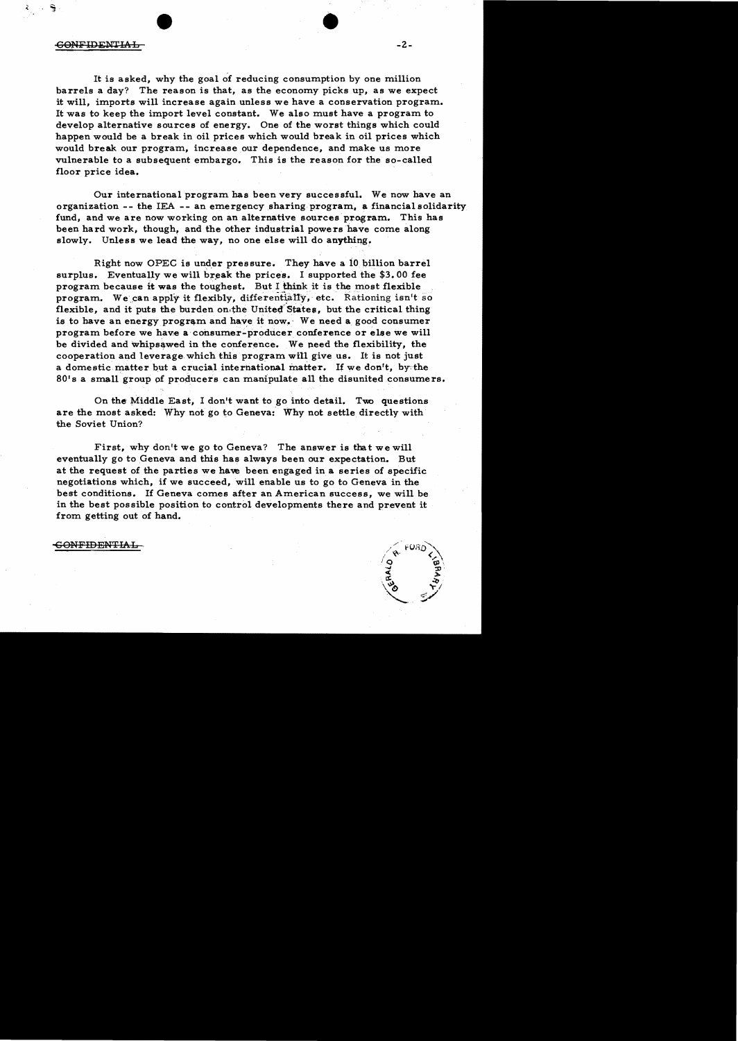It is asked, why the goal of reducing consumption by one million barrels a day? The reason is that, as the economy picks up, as we expect it will, imports will increase again unless we have a conservation program. It was to keep the import level constant. We also must have a program to develop alternative sources of energy. One of the worst things which could happen would be a break in oil prices which would break in oil prices which would break our program, increase our dependence, and make us more vulnerable to a subsequent embargo. This is the reason for the so-called floor price idea.

Our international program has been very successful. We now have an organization -- the IEA -- an emergency sharing program, a financial solidarity fund, and we are now working on an alternative sources program. This has been hard work, though, and the other industrial powers have come along slowly. Unless we lead the way, no one else will do anything.

Right now OPEC is under pressure. They have a 10 billion barrel surplus. Eventually we will break the prices. I supported the $3.00 fee program because it was the toughest. But I think it is the most flexible program. We can apply it flexibly, differentially, etc. Rationing isn't so flexible, and it puts the burden on the United States, but the critical thing is to have an energy program and have it now. We need a good consumer program before we have a consumer-producer conference or else we will be divided and whipsawed in the conference. We need the flexibility, the cooperation and leverage which this program will give us. It is not just a domestic matter but a crucial international matter. If we don't, by the 80's a small group of producers can manipulate all the disunited consumers.

On the Middle East, I don't want to go into detail. Two questions are the most asked: Why not go to Geneva: Why not settle directly with the Soviet Union?

First, why don't we go to Geneva? The answer is that we will eventually go to Geneva and this has always been our expectation. But at the request of the parties we have been engaged in a series of specific negotiations which, if we succeed, will enable us to go to Geneva in the best conditions. If Geneva comes after an American success, we will be in the best possible position to control developments there and prevent it from getting out of hand.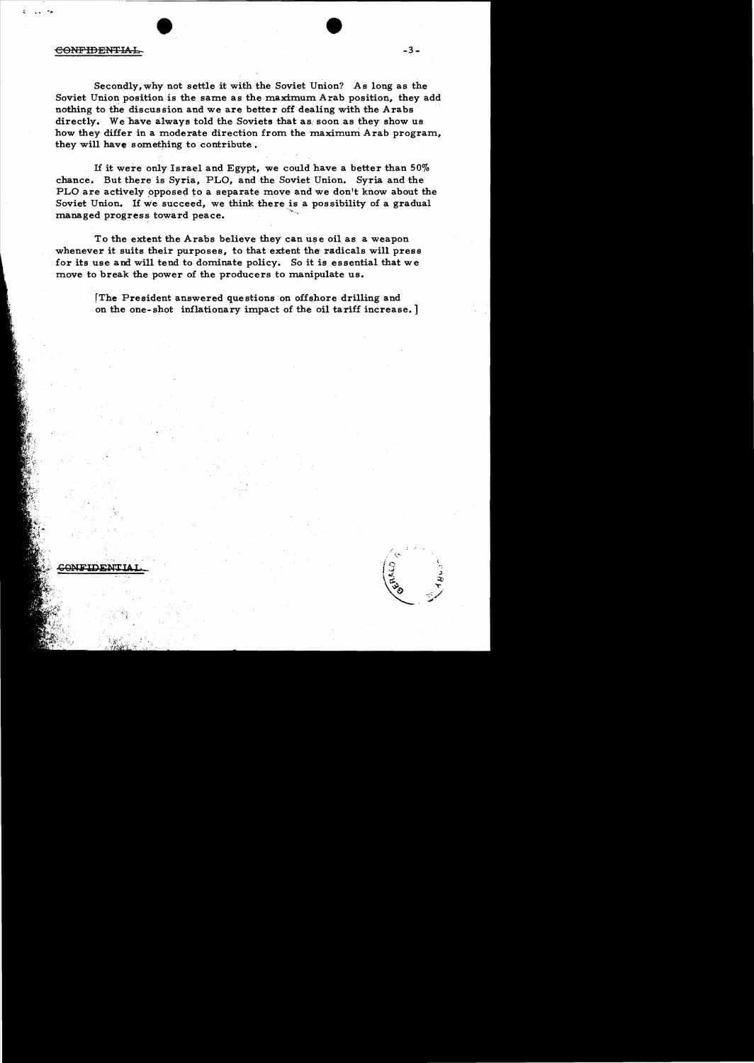Secondly, why not settle it with the Soviet Union? As long as the Soviet Union position is the same as the maximum Arab position, they add nothing to the discussion and we are better off dealing with the Arabs directly. We have always told the Soviets that as soon as they show us how they differ in a moderate direction from the maximum Arab program, they will have something to contribute.

If it were only Israel and Egypt, we could have a better than 50% chance. But there is Syria, PLO, and the Soviet Union. Syria and the PLO are actively opposed to a separate move and we don't know about the Soviet Union. If we succeed, we think there is a possibility of a gradual managed progress toward peace.

To the extent the Arabs believe they can use oil as a weapon whenever it suits their purposes, to that extent the radicals will press for its use and will tend to dominate policy. So it is essential that we move to break the power of the producers to manipulate us.

[The President answered questions on offshore drilling and on the one-shot inflationary impact of the oil tariff increase.]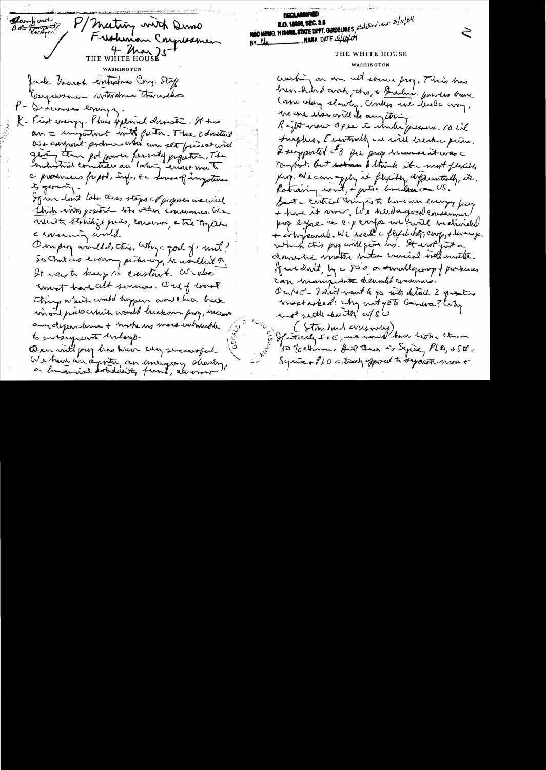Memcon / Bob (Ford) Kenyon

P/ Meeting with Demo Freshman Congressmen
4 Mar 75

THE WHITE HOUSE
WASHINGTON

Jack Marsh introduces Cong. Staff
Congressman introduce themselves

P - Discusses energy.

K - First energy. Pres explained domestic. It has an = important intl factor. The 2 decisions was consumer producer who can set prices at will giving them pol power for only purposes. The industrial countries are taking concert meas to c producers prepd, inf, & sense of importance is growing.

If we dont take these steps c prposals we will think into position to the other consumers. We must to stabilize prices, conserve, & tie together c consuming world.

Our prog would do this. Why a goal of 1 mil? So that as economy picks up, we wouldn't ↑. It was to keep it constant. We also must have alt sources. One of worst things which could happen would be a break in oil prices which would break our prog, increase our dependence & make us more vulnerable to subsequent embargo.

Our intl prog has been very successful. We have an agreement, an emergency sharing, a financial solidarity fund, are now

DECLASSIFIED
E.O. 12958, SEC. 3.5
NSC MEMO, 11/24/98, STATE DEPT. GUIDELINES, State Dev. 3/11/04
BY ___ NARA DATE 5/10/04

THE WHITE HOUSE
WASHINGTON

working on an alt source prog. This has been hard work, tho, & Italians, powers have come along slowly. Unless we take a way, no one else will do anything.

Right now OPEC is under pressure. 10 mil surplus. Eventually we will break the prices. I supported the $3 fee prog because it was a tough act. But I think it a most flexible prog. We can apply it flexibly, differentially, etc. Rationing isn't, & puts burden on US.

Just a critical thing is to have an energy prog & have it now. We need a good consumer prog before a c-p conf or we will be divided & outmaneuvred. We need c flexibility, coop, & leverage which this prog will give us. It isn't just a domestic matter but a crucial intl matter. If we don't, by c 80's a small group of producers can manipulate industrial consumers.

On ME - I don't want to go into detail. 2 questions most asked: Why not go to Geneva? Why not settle directly w/ SU

(Strumland answers)

If it only I & E, we would have better than 50% chance. But there is Syria, PLO, & SU. Syria & PLO actively opposed to separate move &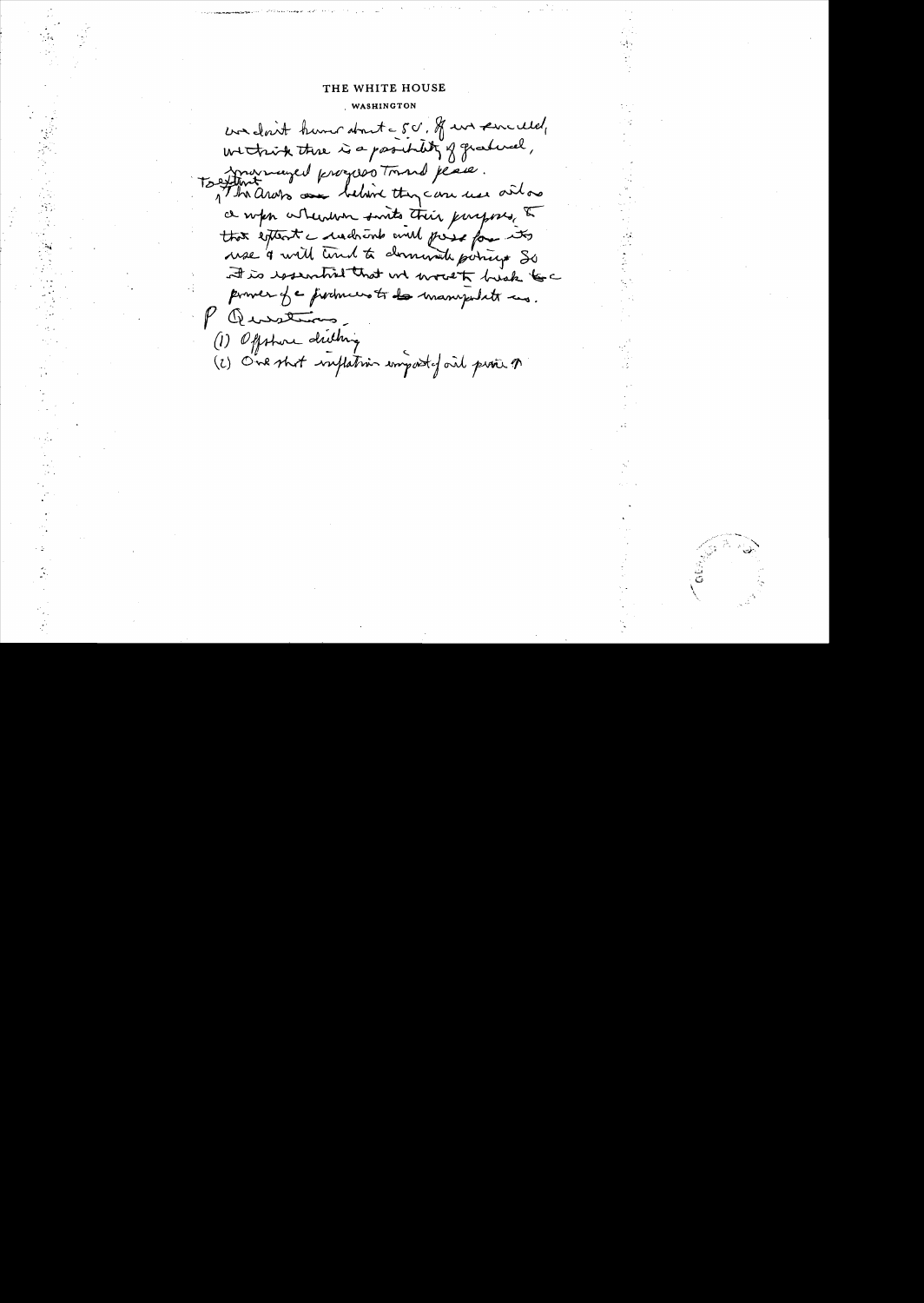# THE WHITE HOUSE

WASHINGTON

we don't know about a 50. If we succeeded, we think there is a possibility of gradual, increased progress toward peace.

To extent the Arabs believe they can use oil as a weapon whenever suits their purposes, to that extent a radical will press for its use & will tend to dominate policy. So it is essential that we move to break the power of the producers to manipulate us.

P Questions.

(1) Offshore drilling

(2) One shot inflation impact of oil price ↑